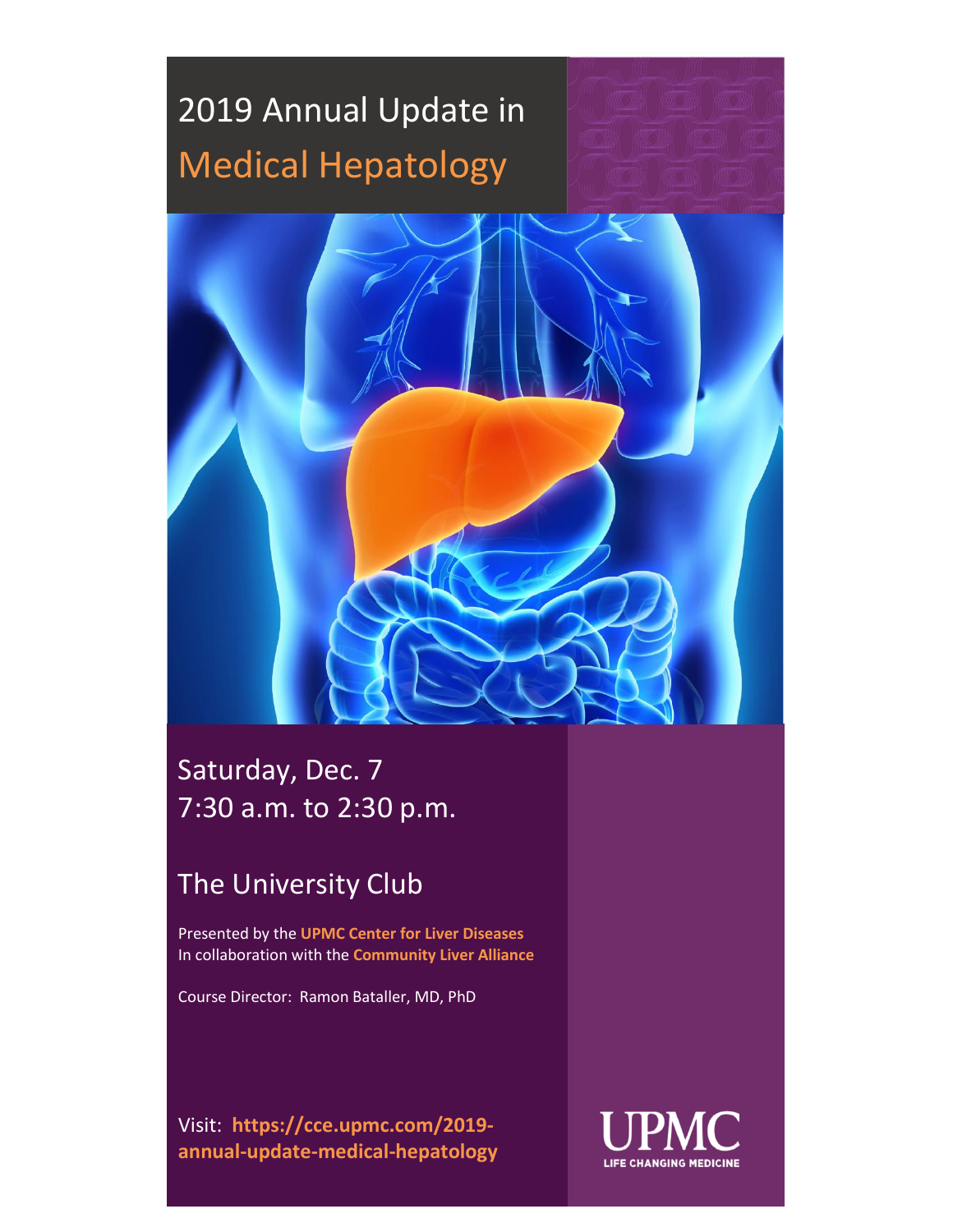# 2019 Annual Update in Medical Hepatology

Saturday, Dec. 7
7:30 a.m. to 2:30 p.m.

## The University Club

Presented by the **UPMC Center for Liver Diseases**
In collaboration with the **Community Liver Alliance**

Course Director: Ramon Bataller, MD, PhD

Visit: **https://cce.upmc.com/2019-annual-update-medical-hepatology**

UPMC
LIFE CHANGING MEDICINE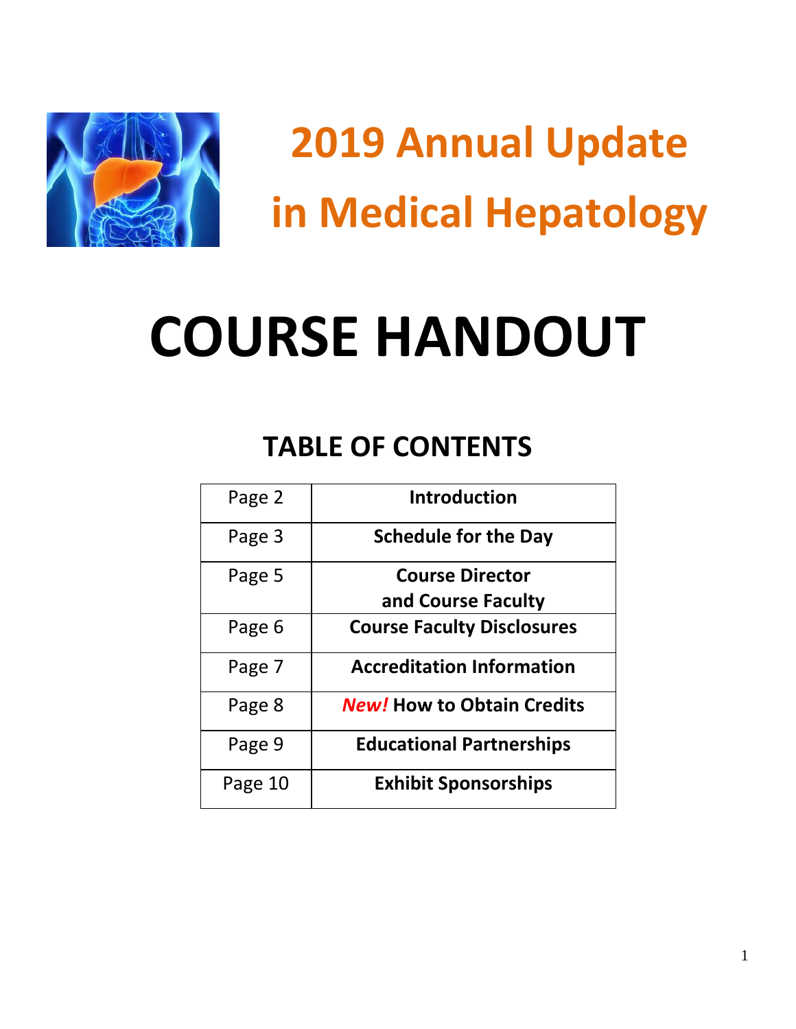# 2019 Annual Update in Medical Hepatology

# COURSE HANDOUT

## TABLE OF CONTENTS

| Page | Section |
|---|---|
| Page 2 | **Introduction** |
| Page 3 | **Schedule for the Day** |
| Page 5 | **Course Director and Course Faculty** |
| Page 6 | **Course Faculty Disclosures** |
| Page 7 | **Accreditation Information** |
| Page 8 | ***New!* How to Obtain Credits** |
| Page 9 | **Educational Partnerships** |
| Page 10 | **Exhibit Sponsorships** |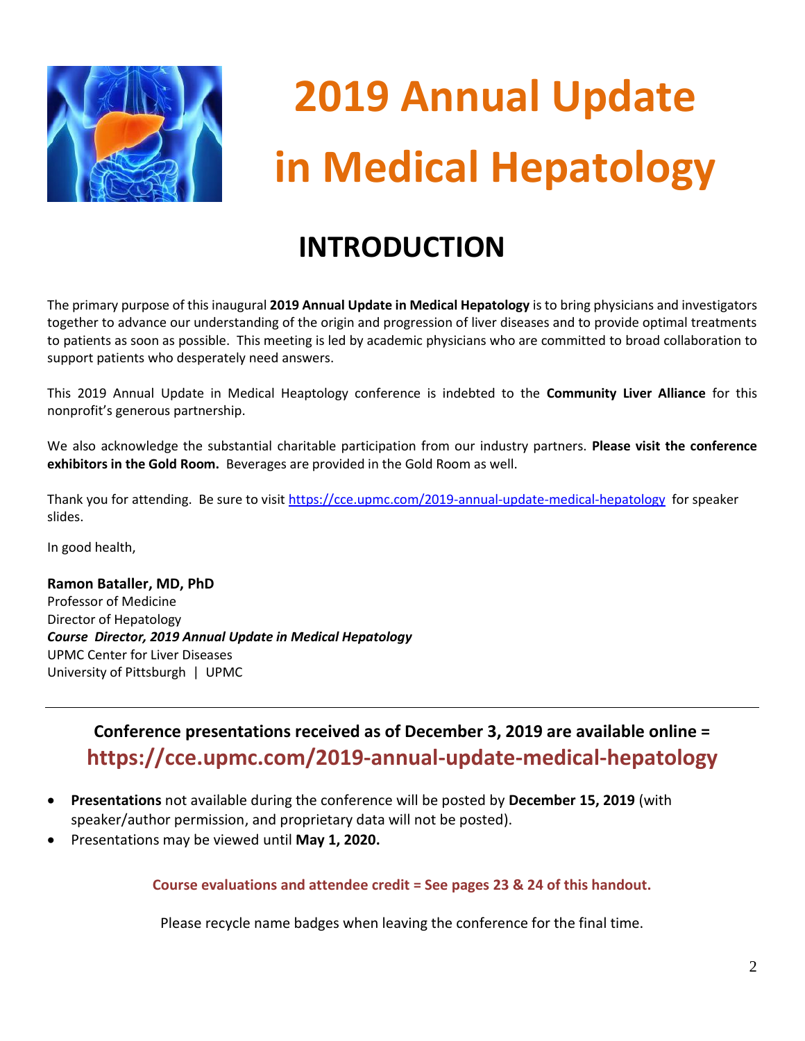# 2019 Annual Update in Medical Hepatology

## INTRODUCTION

The primary purpose of this inaugural **2019 Annual Update in Medical Hepatology** is to bring physicians and investigators together to advance our understanding of the origin and progression of liver diseases and to provide optimal treatments to patients as soon as possible. This meeting is led by academic physicians who are committed to broad collaboration to support patients who desperately need answers.

This 2019 Annual Update in Medical Heaptology conference is indebted to the **Community Liver Alliance** for this nonprofit's generous partnership.

We also acknowledge the substantial charitable participation from our industry partners. **Please visit the conference exhibitors in the Gold Room.** Beverages are provided in the Gold Room as well.

Thank you for attending. Be sure to visit https://cce.upmc.com/2019-annual-update-medical-hepatology for speaker slides.

In good health,

**Ramon Bataller, MD, PhD**
Professor of Medicine
Director of Hepatology
***Course Director, 2019 Annual Update in Medical Hepatology***
UPMC Center for Liver Diseases
University of Pittsburgh | UPMC

---

**Conference presentations received as of December 3, 2019 are available online =**
**https://cce.upmc.com/2019-annual-update-medical-hepatology**

- **Presentations** not available during the conference will be posted by **December 15, 2019** (with speaker/author permission, and proprietary data will not be posted).
- Presentations may be viewed until **May 1, 2020.**

**Course evaluations and attendee credit = See pages 23 & 24 of this handout.**

Please recycle name badges when leaving the conference for the final time.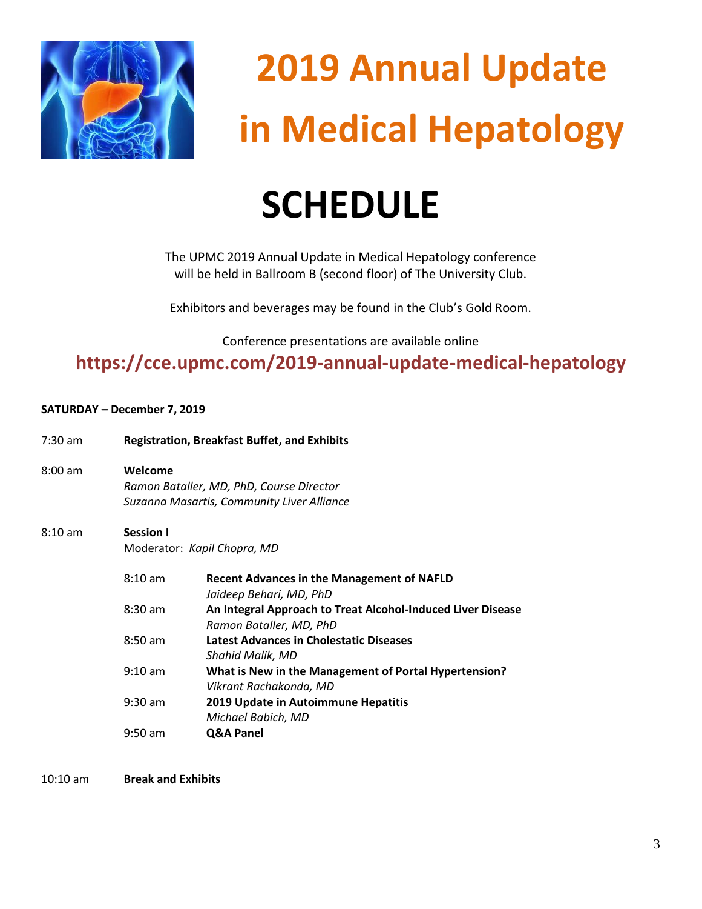# 2019 Annual Update in Medical Hepatology

# SCHEDULE

The UPMC 2019 Annual Update in Medical Hepatology conference will be held in Ballroom B (second floor) of The University Club.

Exhibitors and beverages may be found in the Club's Gold Room.

Conference presentations are available online

**https://cce.upmc.com/2019-annual-update-medical-hepatology**

**SATURDAY – December 7, 2019**

7:30 am **Registration, Breakfast Buffet, and Exhibits**

8:00 am **Welcome**
*Ramon Bataller, MD, PhD, Course Director*
*Suzanna Masartis, Community Liver Alliance*

8:10 am **Session I**
Moderator: *Kapil Chopra, MD*

| | |
|---|---|
| 8:10 am | **Recent Advances in the Management of NAFLD**<br>*Jaideep Behari, MD, PhD* |
| 8:30 am | **An Integral Approach to Treat Alcohol-Induced Liver Disease**<br>*Ramon Bataller, MD, PhD* |
| 8:50 am | **Latest Advances in Cholestatic Diseases**<br>*Shahid Malik, MD* |
| 9:10 am | **What is New in the Management of Portal Hypertension?**<br>*Vikrant Rachakonda, MD* |
| 9:30 am | **2019 Update in Autoimmune Hepatitis**<br>*Michael Babich, MD* |
| 9:50 am | **Q&A Panel** |

10:10 am **Break and Exhibits**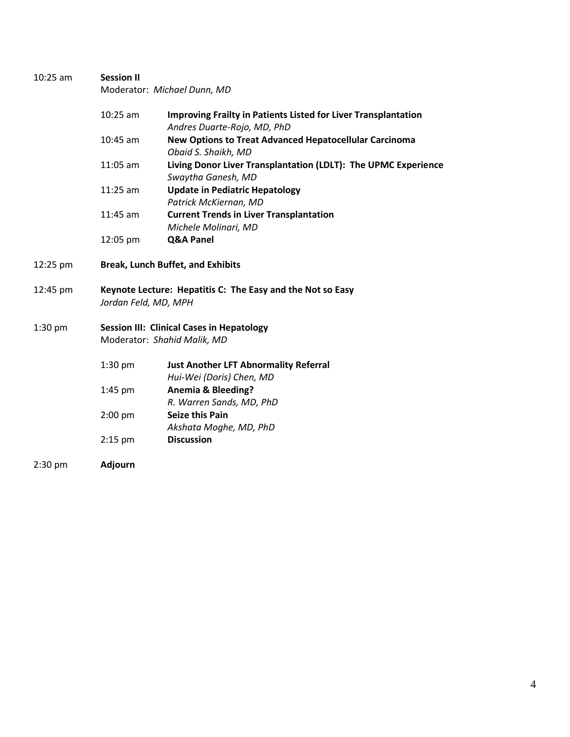10:25 am **Session II**
Moderator: *Michael Dunn, MD*

| | |
|---|---|
| 10:25 am | **Improving Frailty in Patients Listed for Liver Transplantation**<br>*Andres Duarte-Rojo, MD, PhD* |
| 10:45 am | **New Options to Treat Advanced Hepatocellular Carcinoma**<br>*Obaid S. Shaikh, MD* |
| 11:05 am | **Living Donor Liver Transplantation (LDLT): The UPMC Experience**<br>*Swaytha Ganesh, MD* |
| 11:25 am | **Update in Pediatric Hepatology**<br>*Patrick McKiernan, MD* |
| 11:45 am | **Current Trends in Liver Transplantation**<br>*Michele Molinari, MD* |
| 12:05 pm | **Q&A Panel** |

12:25 pm **Break, Lunch Buffet, and Exhibits**

12:45 pm **Keynote Lecture: Hepatitis C: The Easy and the Not so Easy**
*Jordan Feld, MD, MPH*

1:30 pm **Session III: Clinical Cases in Hepatology**
Moderator: *Shahid Malik, MD*

| | |
|---|---|
| 1:30 pm | **Just Another LFT Abnormality Referral**<br>*Hui-Wei (Doris) Chen, MD* |
| 1:45 pm | **Anemia & Bleeding?**<br>*R. Warren Sands, MD, PhD* |
| 2:00 pm | **Seize this Pain**<br>*Akshata Moghe, MD, PhD* |
| 2:15 pm | **Discussion** |

2:30 pm **Adjourn**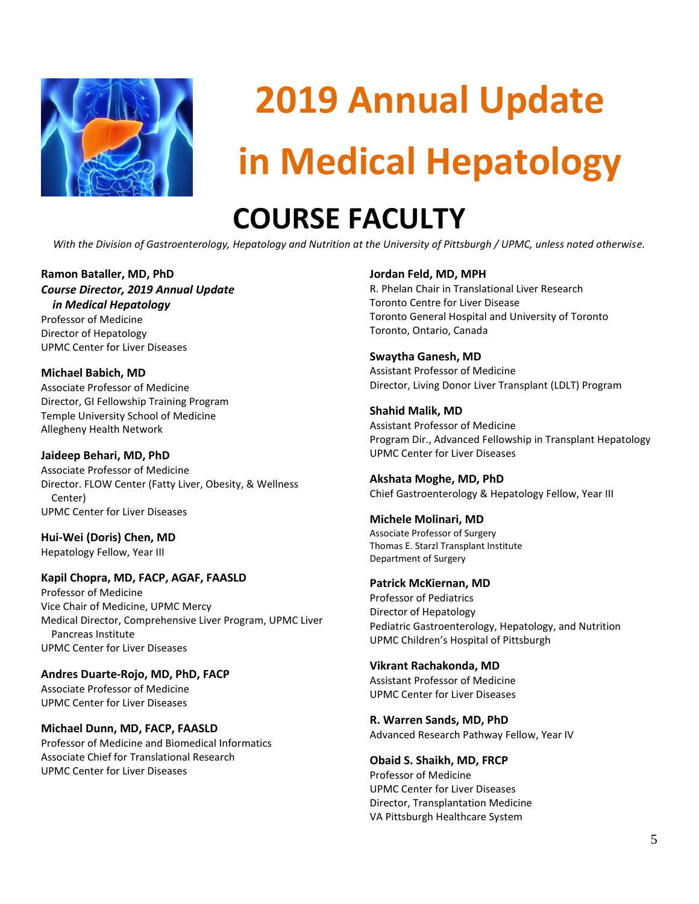# 2019 Annual Update in Medical Hepatology

## COURSE FACULTY

*With the Division of Gastroenterology, Hepatology and Nutrition at the University of Pittsburgh / UPMC, unless noted otherwise.*

**Ramon Bataller, MD, PhD**
***Course Director, 2019 Annual Update in Medical Hepatology***
Professor of Medicine
Director of Hepatology
UPMC Center for Liver Diseases

**Michael Babich, MD**
Associate Professor of Medicine
Director, GI Fellowship Training Program
Temple University School of Medicine
Allegheny Health Network

**Jaideep Behari, MD, PhD**
Associate Professor of Medicine
Director. FLOW Center (Fatty Liver, Obesity, & Wellness Center)
UPMC Center for Liver Diseases

**Hui-Wei (Doris) Chen, MD**
Hepatology Fellow, Year III

**Kapil Chopra, MD, FACP, AGAF, FAASLD**
Professor of Medicine
Vice Chair of Medicine, UPMC Mercy
Medical Director, Comprehensive Liver Program, UPMC Liver Pancreas Institute
UPMC Center for Liver Diseases

**Andres Duarte-Rojo, MD, PhD, FACP**
Associate Professor of Medicine
UPMC Center for Liver Diseases

**Michael Dunn, MD, FACP, FAASLD**
Professor of Medicine and Biomedical Informatics
Associate Chief for Translational Research
UPMC Center for Liver Diseases

**Jordan Feld, MD, MPH**
R. Phelan Chair in Translational Liver Research
Toronto Centre for Liver Disease
Toronto General Hospital and University of Toronto
Toronto, Ontario, Canada

**Swaytha Ganesh, MD**
Assistant Professor of Medicine
Director, Living Donor Liver Transplant (LDLT) Program

**Shahid Malik, MD**
Assistant Professor of Medicine
Program Dir., Advanced Fellowship in Transplant Hepatology
UPMC Center for Liver Diseases

**Akshata Moghe, MD, PhD**
Chief Gastroenterology & Hepatology Fellow, Year III

**Michele Molinari, MD**
Associate Professor of Surgery
Thomas E. Starzl Transplant Institute
Department of Surgery

**Patrick McKiernan, MD**
Professor of Pediatrics
Director of Hepatology
Pediatric Gastroenterology, Hepatology, and Nutrition
UPMC Children's Hospital of Pittsburgh

**Vikrant Rachakonda, MD**
Assistant Professor of Medicine
UPMC Center for Liver Diseases

**R. Warren Sands, MD, PhD**
Advanced Research Pathway Fellow, Year IV

**Obaid S. Shaikh, MD, FRCP**
Professor of Medicine
UPMC Center for Liver Diseases
Director, Transplantation Medicine
VA Pittsburgh Healthcare System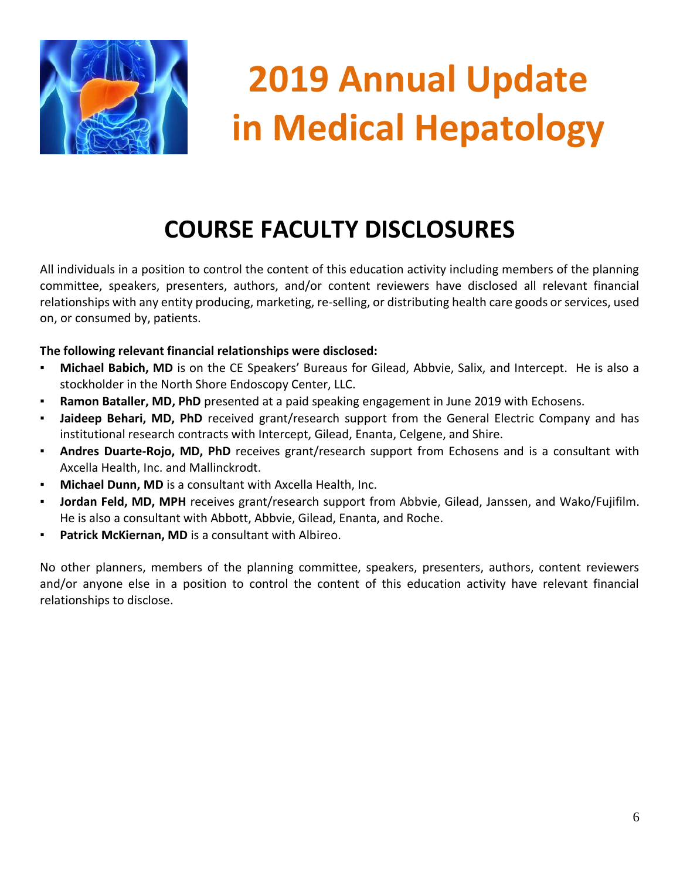# 2019 Annual Update in Medical Hepatology

## COURSE FACULTY DISCLOSURES

All individuals in a position to control the content of this education activity including members of the planning committee, speakers, presenters, authors, and/or content reviewers have disclosed all relevant financial relationships with any entity producing, marketing, re-selling, or distributing health care goods or services, used on, or consumed by, patients.

**The following relevant financial relationships were disclosed:**

- **Michael Babich, MD** is on the CE Speakers' Bureaus for Gilead, Abbvie, Salix, and Intercept. He is also a stockholder in the North Shore Endoscopy Center, LLC.
- **Ramon Bataller, MD, PhD** presented at a paid speaking engagement in June 2019 with Echosens.
- **Jaideep Behari, MD, PhD** received grant/research support from the General Electric Company and has institutional research contracts with Intercept, Gilead, Enanta, Celgene, and Shire.
- **Andres Duarte-Rojo, MD, PhD** receives grant/research support from Echosens and is a consultant with Axcella Health, Inc. and Mallinckrodt.
- **Michael Dunn, MD** is a consultant with Axcella Health, Inc.
- **Jordan Feld, MD, MPH** receives grant/research support from Abbvie, Gilead, Janssen, and Wako/Fujifilm. He is also a consultant with Abbott, Abbvie, Gilead, Enanta, and Roche.
- **Patrick McKiernan, MD** is a consultant with Albireo.

No other planners, members of the planning committee, speakers, presenters, authors, content reviewers and/or anyone else in a position to control the content of this education activity have relevant financial relationships to disclose.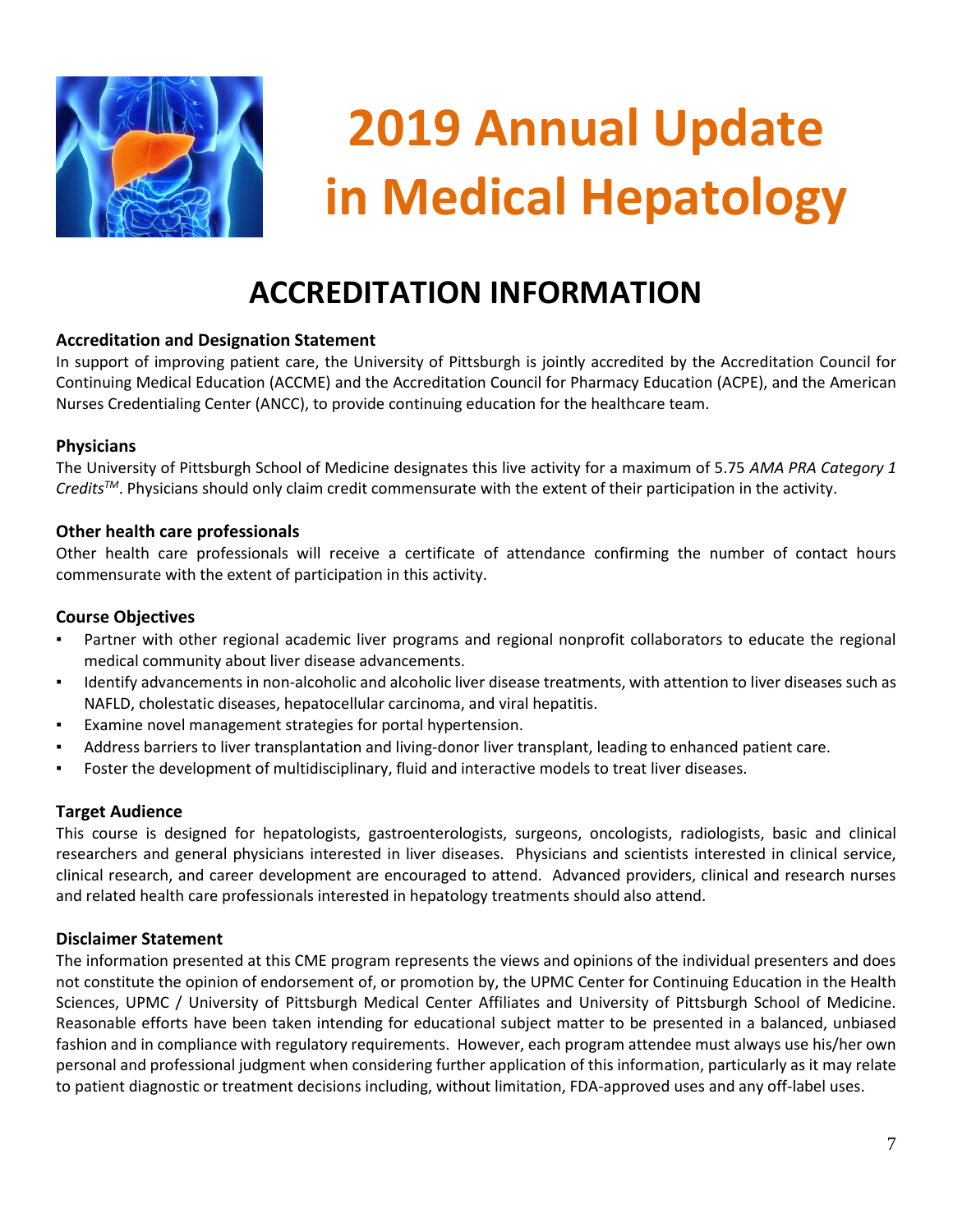# 2019 Annual Update in Medical Hepatology

## ACCREDITATION INFORMATION

### Accreditation and Designation Statement

In support of improving patient care, the University of Pittsburgh is jointly accredited by the Accreditation Council for Continuing Medical Education (ACCME) and the Accreditation Council for Pharmacy Education (ACPE), and the American Nurses Credentialing Center (ANCC), to provide continuing education for the healthcare team.

### Physicians

The University of Pittsburgh School of Medicine designates this live activity for a maximum of 5.75 *AMA PRA Category 1 Credits™*. Physicians should only claim credit commensurate with the extent of their participation in the activity.

### Other health care professionals

Other health care professionals will receive a certificate of attendance confirming the number of contact hours commensurate with the extent of participation in this activity.

### Course Objectives

- Partner with other regional academic liver programs and regional nonprofit collaborators to educate the regional medical community about liver disease advancements.
- Identify advancements in non-alcoholic and alcoholic liver disease treatments, with attention to liver diseases such as NAFLD, cholestatic diseases, hepatocellular carcinoma, and viral hepatitis.
- Examine novel management strategies for portal hypertension.
- Address barriers to liver transplantation and living-donor liver transplant, leading to enhanced patient care.
- Foster the development of multidisciplinary, fluid and interactive models to treat liver diseases.

### Target Audience

This course is designed for hepatologists, gastroenterologists, surgeons, oncologists, radiologists, basic and clinical researchers and general physicians interested in liver diseases. Physicians and scientists interested in clinical service, clinical research, and career development are encouraged to attend. Advanced providers, clinical and research nurses and related health care professionals interested in hepatology treatments should also attend.

### Disclaimer Statement

The information presented at this CME program represents the views and opinions of the individual presenters and does not constitute the opinion of endorsement of, or promotion by, the UPMC Center for Continuing Education in the Health Sciences, UPMC / University of Pittsburgh Medical Center Affiliates and University of Pittsburgh School of Medicine. Reasonable efforts have been taken intending for educational subject matter to be presented in a balanced, unbiased fashion and in compliance with regulatory requirements. However, each program attendee must always use his/her own personal and professional judgment when considering further application of this information, particularly as it may relate to patient diagnostic or treatment decisions including, without limitation, FDA-approved uses and any off-label uses.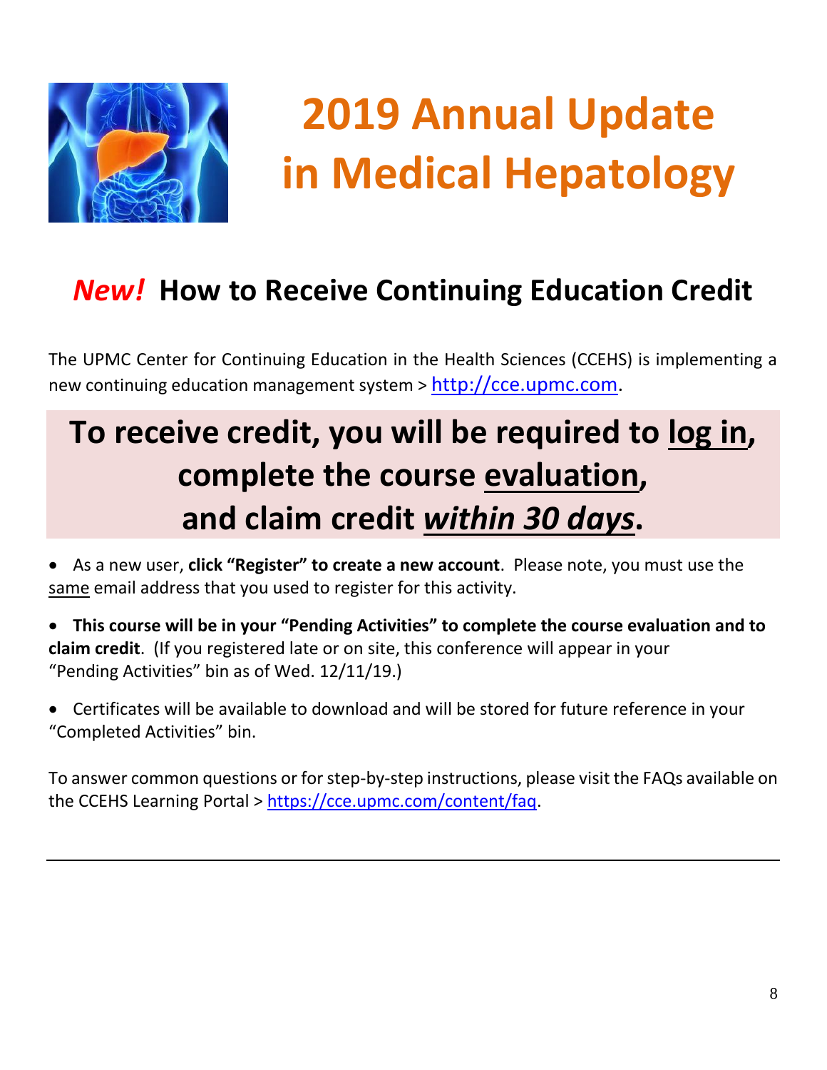# 2019 Annual Update in Medical Hepatology

## *New!* How to Receive Continuing Education Credit

The UPMC Center for Continuing Education in the Health Sciences (CCEHS) is implementing a new continuing education management system > http://cce.upmc.com.

## To receive credit, you will be required to log in, complete the course evaluation, and claim credit *within 30 days*.

- As a new user, **click "Register" to create a new account**. Please note, you must use the same email address that you used to register for this activity.
- **This course will be in your "Pending Activities" to complete the course evaluation and to claim credit**. (If you registered late or on site, this conference will appear in your "Pending Activities" bin as of Wed. 12/11/19.)
- Certificates will be available to download and will be stored for future reference in your "Completed Activities" bin.

To answer common questions or for step-by-step instructions, please visit the FAQs available on the CCEHS Learning Portal > https://cce.upmc.com/content/faq.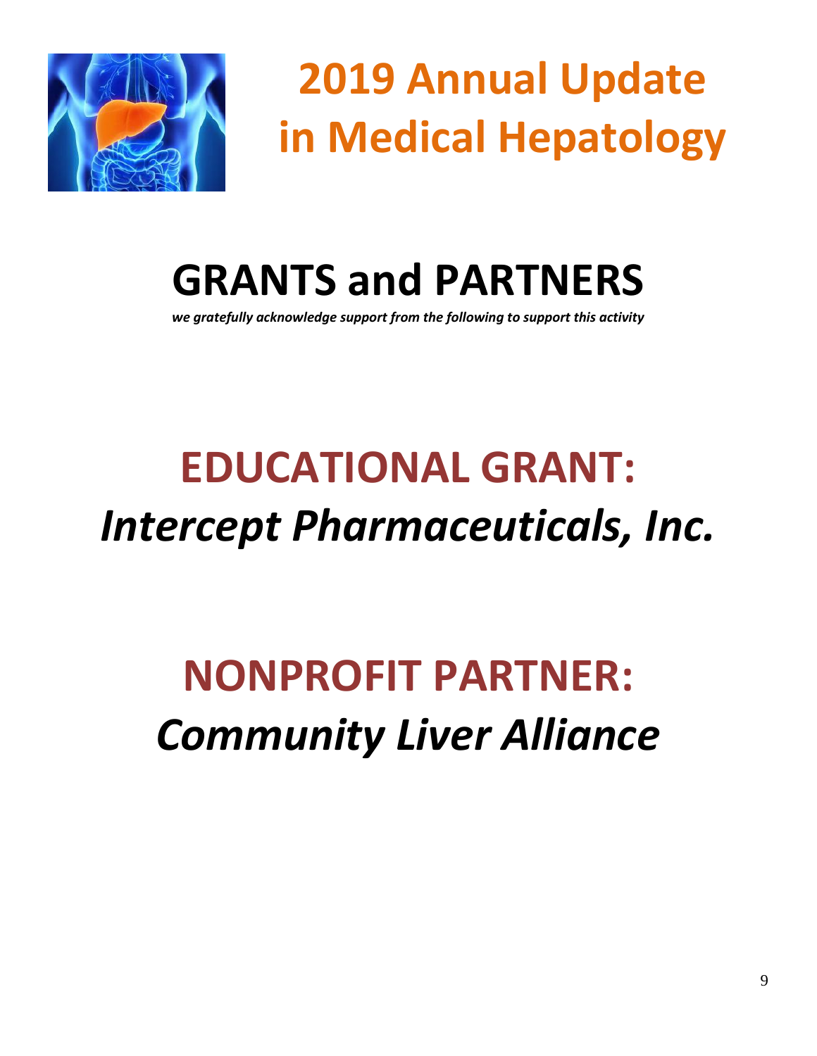# 2019 Annual Update in Medical Hepatology

## GRANTS and PARTNERS

***we gratefully acknowledge support from the following to support this activity***

## EDUCATIONAL GRANT:

## *Intercept Pharmaceuticals, Inc.*

## NONPROFIT PARTNER:

## *Community Liver Alliance*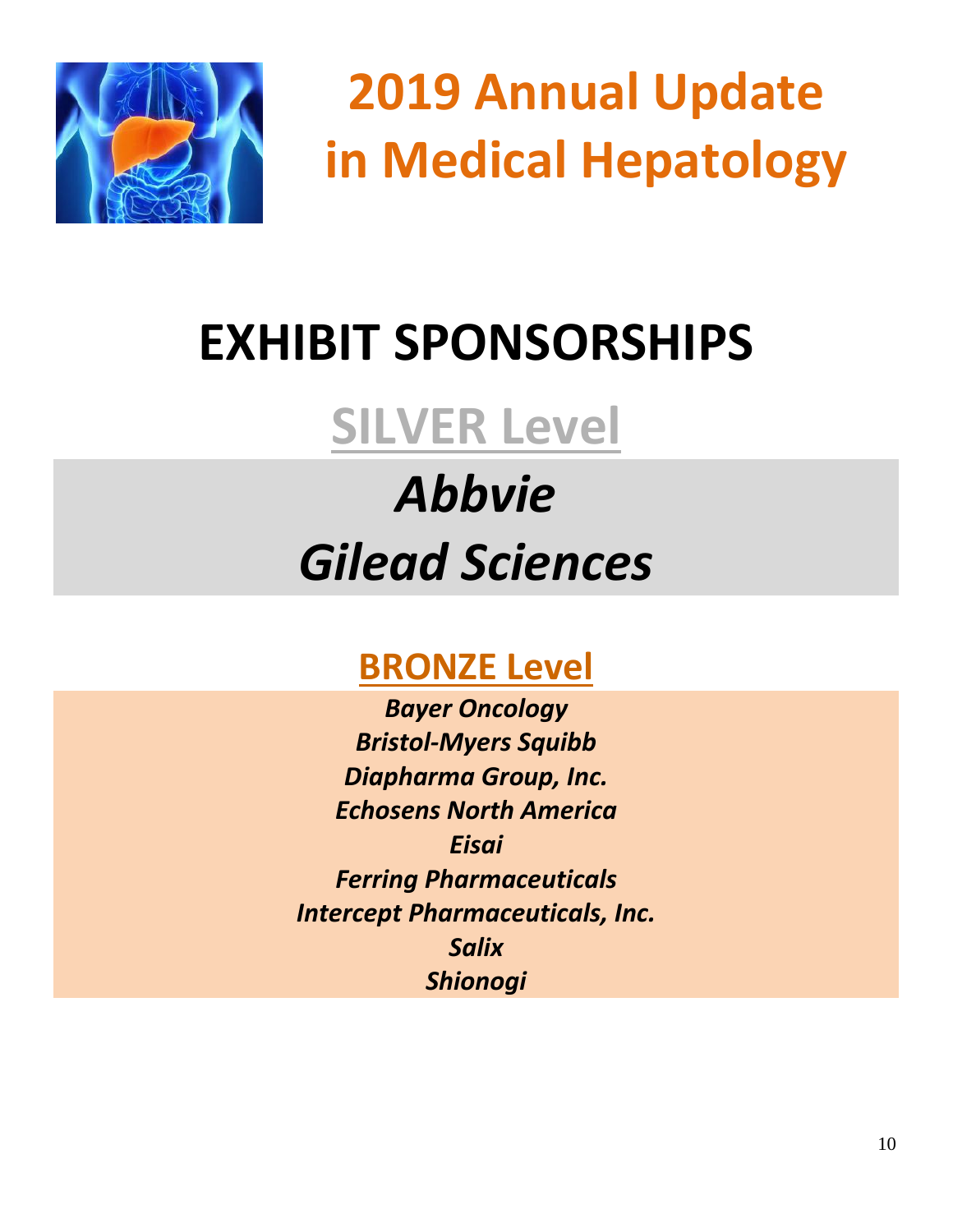# 2019 Annual Update in Medical Hepatology

# EXHIBIT SPONSORSHIPS

## SILVER Level

***Abbvie***

***Gilead Sciences***

## BRONZE Level

***Bayer Oncology***
***Bristol-Myers Squibb***
***Diapharma Group, Inc.***
***Echosens North America***
***Eisai***
***Ferring Pharmaceuticals***
***Intercept Pharmaceuticals, Inc.***
***Salix***
***Shionogi***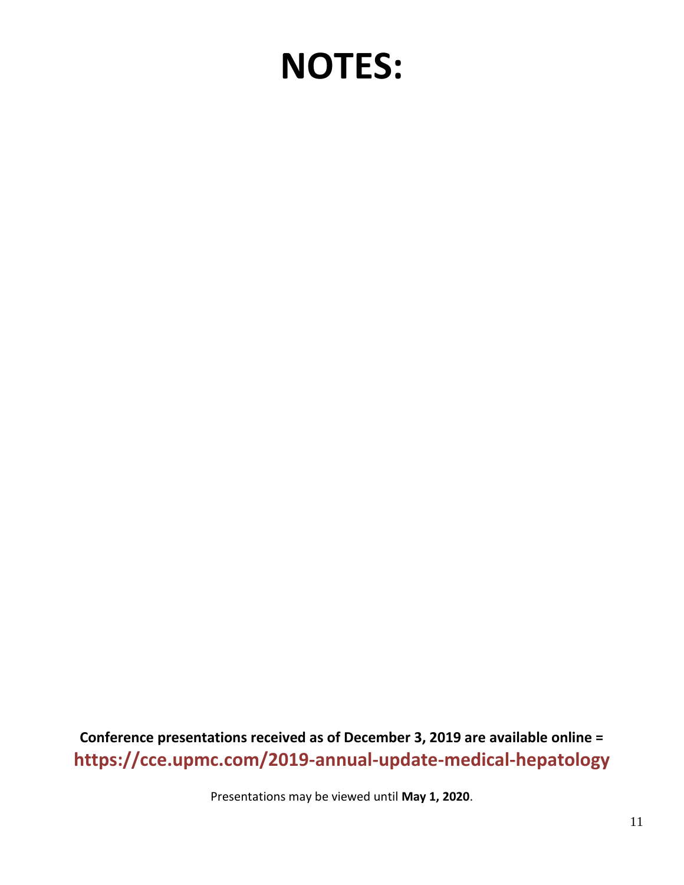# NOTES:

**Conference presentations received as of December 3, 2019 are available online =**
**https://cce.upmc.com/2019-annual-update-medical-hepatology**

Presentations may be viewed until **May 1, 2020**.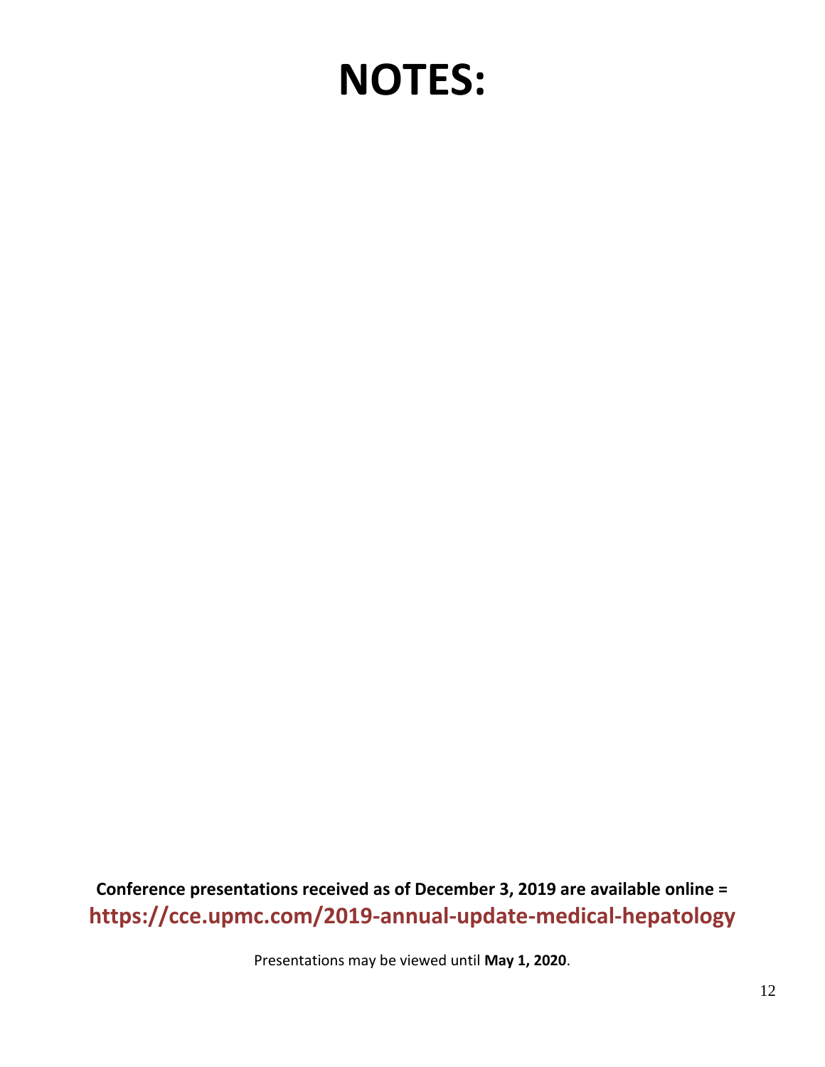# NOTES:

**Conference presentations received as of December 3, 2019 are available online =**
**https://cce.upmc.com/2019-annual-update-medical-hepatology**

Presentations may be viewed until **May 1, 2020**.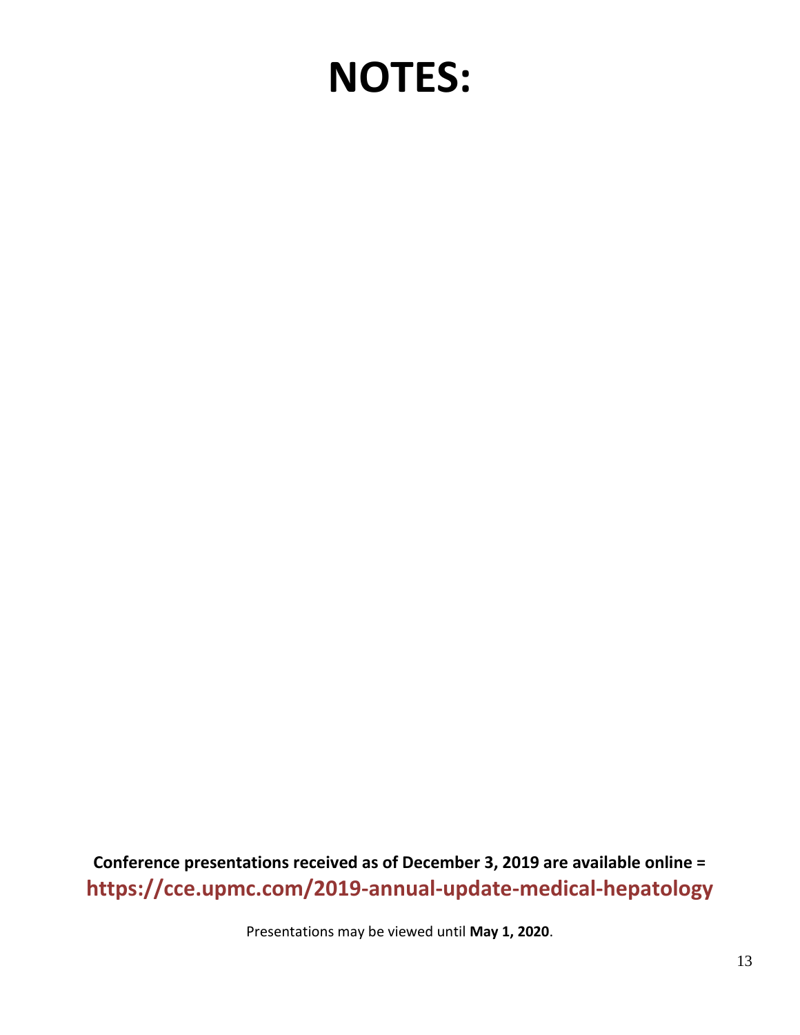# NOTES:

**Conference presentations received as of December 3, 2019 are available online =**
**https://cce.upmc.com/2019-annual-update-medical-hepatology**

Presentations may be viewed until **May 1, 2020**.